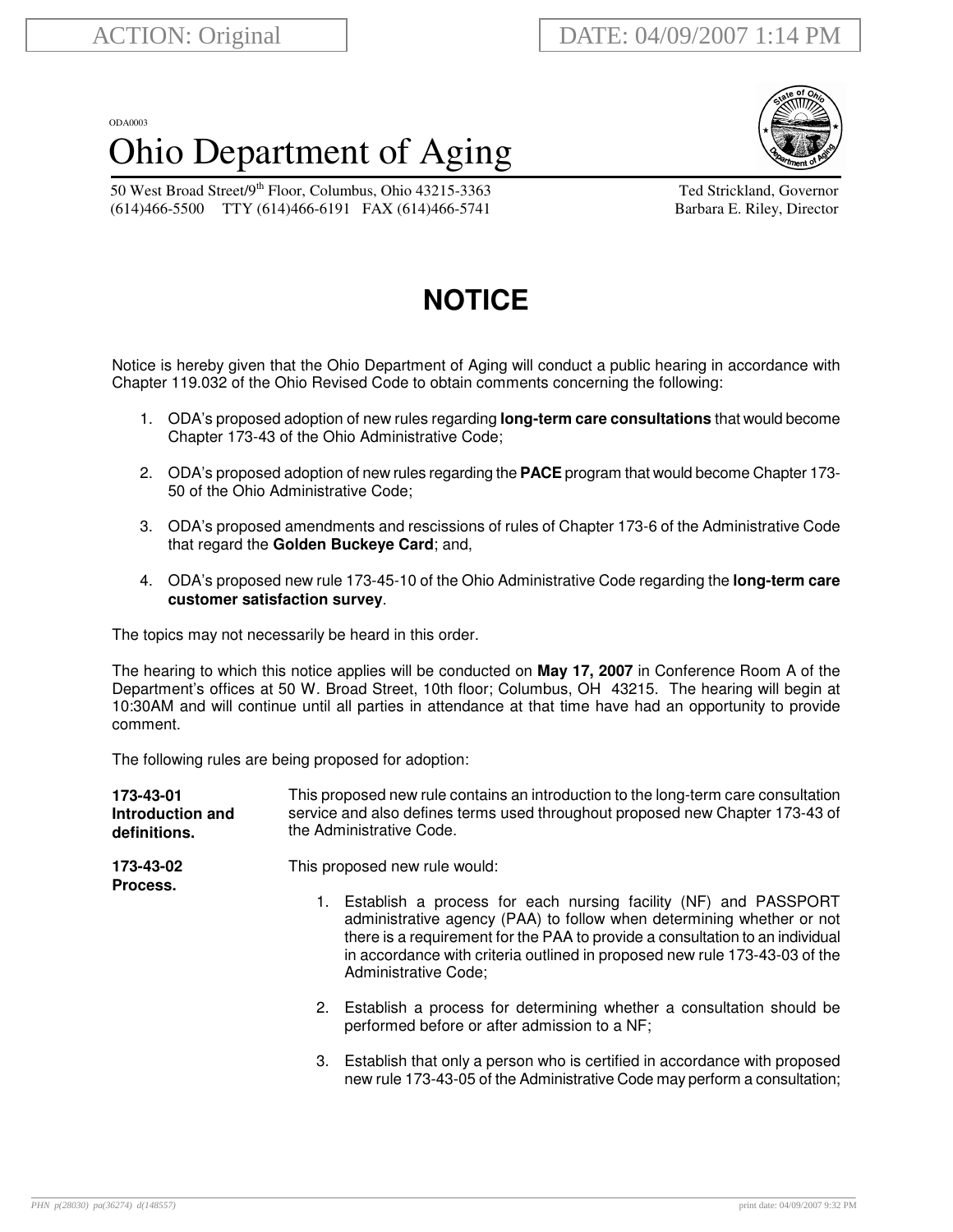ACTION: Original

DATE: 04/09/2007 1:14 PM

ODA0003

# Ohio Department of Aging

50 West Broad Street/9th Floor, Columbus, Ohio 43215-3363
(614)466-5500 TTY (614)466-6191 FAX (614)466-5741

Ted Strickland, Governor
Barbara E. Riley, Director

## NOTICE

Notice is hereby given that the Ohio Department of Aging will conduct a public hearing in accordance with Chapter 119.032 of the Ohio Revised Code to obtain comments concerning the following:

1. ODA's proposed adoption of new rules regarding **long-term care consultations** that would become Chapter 173-43 of the Ohio Administrative Code;

2. ODA's proposed adoption of new rules regarding the **PACE** program that would become Chapter 173-50 of the Ohio Administrative Code;

3. ODA's proposed amendments and rescissions of rules of Chapter 173-6 of the Administrative Code that regard the **Golden Buckeye Card**; and,

4. ODA's proposed new rule 173-45-10 of the Ohio Administrative Code regarding the **long-term care customer satisfaction survey**.

The topics may not necessarily be heard in this order.

The hearing to which this notice applies will be conducted on **May 17, 2007** in Conference Room A of the Department's offices at 50 W. Broad Street, 10th floor; Columbus, OH 43215. The hearing will begin at 10:30AM and will continue until all parties in attendance at that time have had an opportunity to provide comment.

The following rules are being proposed for adoption:

**173-43-01 Introduction and definitions.**

This proposed new rule contains an introduction to the long-term care consultation service and also defines terms used throughout proposed new Chapter 173-43 of the Administrative Code.

**173-43-02 Process.**

This proposed new rule would:

1. Establish a process for each nursing facility (NF) and PASSPORT administrative agency (PAA) to follow when determining whether or not there is a requirement for the PAA to provide a consultation to an individual in accordance with criteria outlined in proposed new rule 173-43-03 of the Administrative Code;

2. Establish a process for determining whether a consultation should be performed before or after admission to a NF;

3. Establish that only a person who is certified in accordance with proposed new rule 173-43-05 of the Administrative Code may perform a consultation;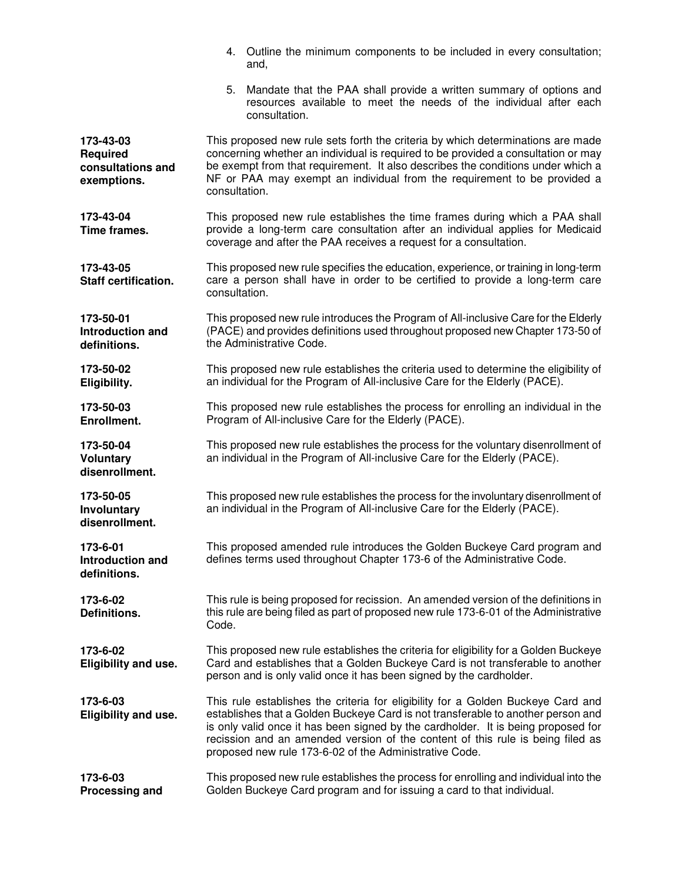4. Outline the minimum components to be included in every consultation; and,

5. Mandate that the PAA shall provide a written summary of options and resources available to meet the needs of the individual after each consultation.

| | |
|---|---|
| **173-43-03 Required consultations and exemptions.** | This proposed new rule sets forth the criteria by which determinations are made concerning whether an individual is required to be provided a consultation or may be exempt from that requirement. It also describes the conditions under which a NF or PAA may exempt an individual from the requirement to be provided a consultation. |
| **173-43-04 Time frames.** | This proposed new rule establishes the time frames during which a PAA shall provide a long-term care consultation after an individual applies for Medicaid coverage and after the PAA receives a request for a consultation. |
| **173-43-05 Staff certification.** | This proposed new rule specifies the education, experience, or training in long-term care a person shall have in order to be certified to provide a long-term care consultation. |
| **173-50-01 Introduction and definitions.** | This proposed new rule introduces the Program of All-inclusive Care for the Elderly (PACE) and provides definitions used throughout proposed new Chapter 173-50 of the Administrative Code. |
| **173-50-02 Eligibility.** | This proposed new rule establishes the criteria used to determine the eligibility of an individual for the Program of All-inclusive Care for the Elderly (PACE). |
| **173-50-03 Enrollment.** | This proposed new rule establishes the process for enrolling an individual in the Program of All-inclusive Care for the Elderly (PACE). |
| **173-50-04 Voluntary disenrollment.** | This proposed new rule establishes the process for the voluntary disenrollment of an individual in the Program of All-inclusive Care for the Elderly (PACE). |
| **173-50-05 Involuntary disenrollment.** | This proposed new rule establishes the process for the involuntary disenrollment of an individual in the Program of All-inclusive Care for the Elderly (PACE). |
| **173-6-01 Introduction and definitions.** | This proposed amended rule introduces the Golden Buckeye Card program and defines terms used throughout Chapter 173-6 of the Administrative Code. |
| **173-6-02 Definitions.** | This rule is being proposed for recission. An amended version of the definitions in this rule are being filed as part of proposed new rule 173-6-01 of the Administrative Code. |
| **173-6-02 Eligibility and use.** | This proposed new rule establishes the criteria for eligibility for a Golden Buckeye Card and establishes that a Golden Buckeye Card is not transferable to another person and is only valid once it has been signed by the cardholder. |
| **173-6-03 Eligibility and use.** | This rule establishes the criteria for eligibility for a Golden Buckeye Card and establishes that a Golden Buckeye Card is not transferable to another person and is only valid once it has been signed by the cardholder. It is being proposed for recission and an amended version of the content of this rule is being filed as proposed new rule 173-6-02 of the Administrative Code. |
| **173-6-03 Processing and** | This proposed new rule establishes the process for enrolling and individual into the Golden Buckeye Card program and for issuing a card to that individual. |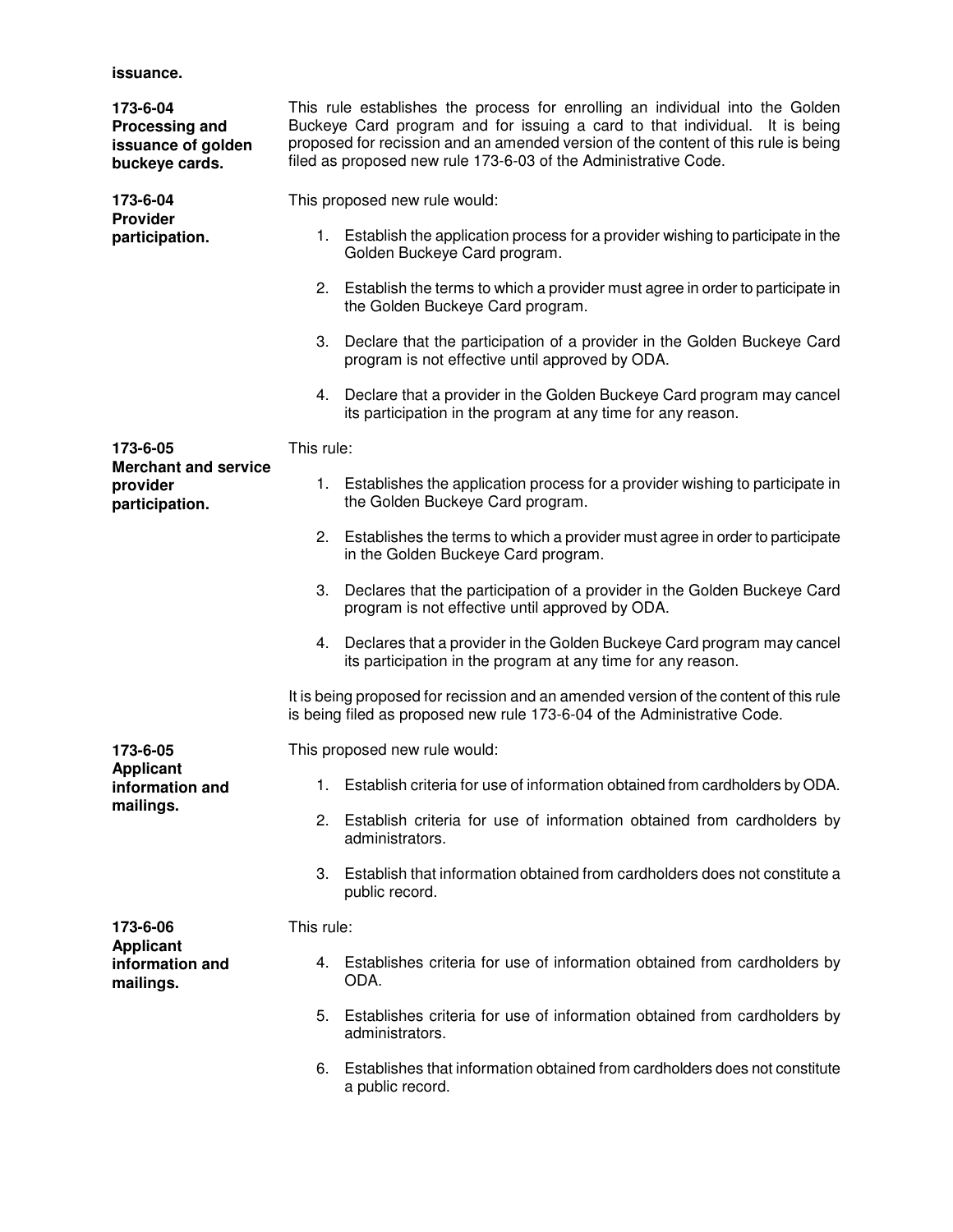**issuance.**

| | |
|---|---|
| **173-6-04 Processing and issuance of golden buckeye cards.** | This rule establishes the process for enrolling an individual into the Golden Buckeye Card program and for issuing a card to that individual. It is being proposed for recission and an amended version of the content of this rule is being filed as proposed new rule 173-6-03 of the Administrative Code. |
| **173-6-04 Provider participation.** | This proposed new rule would:<br><br>1. Establish the application process for a provider wishing to participate in the Golden Buckeye Card program.<br>2. Establish the terms to which a provider must agree in order to participate in the Golden Buckeye Card program.<br>3. Declare that the participation of a provider in the Golden Buckeye Card program is not effective until approved by ODA.<br>4. Declare that a provider in the Golden Buckeye Card program may cancel its participation in the program at any time for any reason. |
| **173-6-05 Merchant and service provider participation.** | This rule:<br><br>1. Establishes the application process for a provider wishing to participate in the Golden Buckeye Card program.<br>2. Establishes the terms to which a provider must agree in order to participate in the Golden Buckeye Card program.<br>3. Declares that the participation of a provider in the Golden Buckeye Card program is not effective until approved by ODA.<br>4. Declares that a provider in the Golden Buckeye Card program may cancel its participation in the program at any time for any reason.<br><br>It is being proposed for recission and an amended version of the content of this rule is being filed as proposed new rule 173-6-04 of the Administrative Code. |
| **173-6-05 Applicant information and mailings.** | This proposed new rule would:<br><br>1. Establish criteria for use of information obtained from cardholders by ODA.<br>2. Establish criteria for use of information obtained from cardholders by administrators.<br>3. Establish that information obtained from cardholders does not constitute a public record. |
| **173-6-06 Applicant information and mailings.** | This rule:<br><br>4. Establishes criteria for use of information obtained from cardholders by ODA.<br>5. Establishes criteria for use of information obtained from cardholders by administrators.<br>6. Establishes that information obtained from cardholders does not constitute a public record. |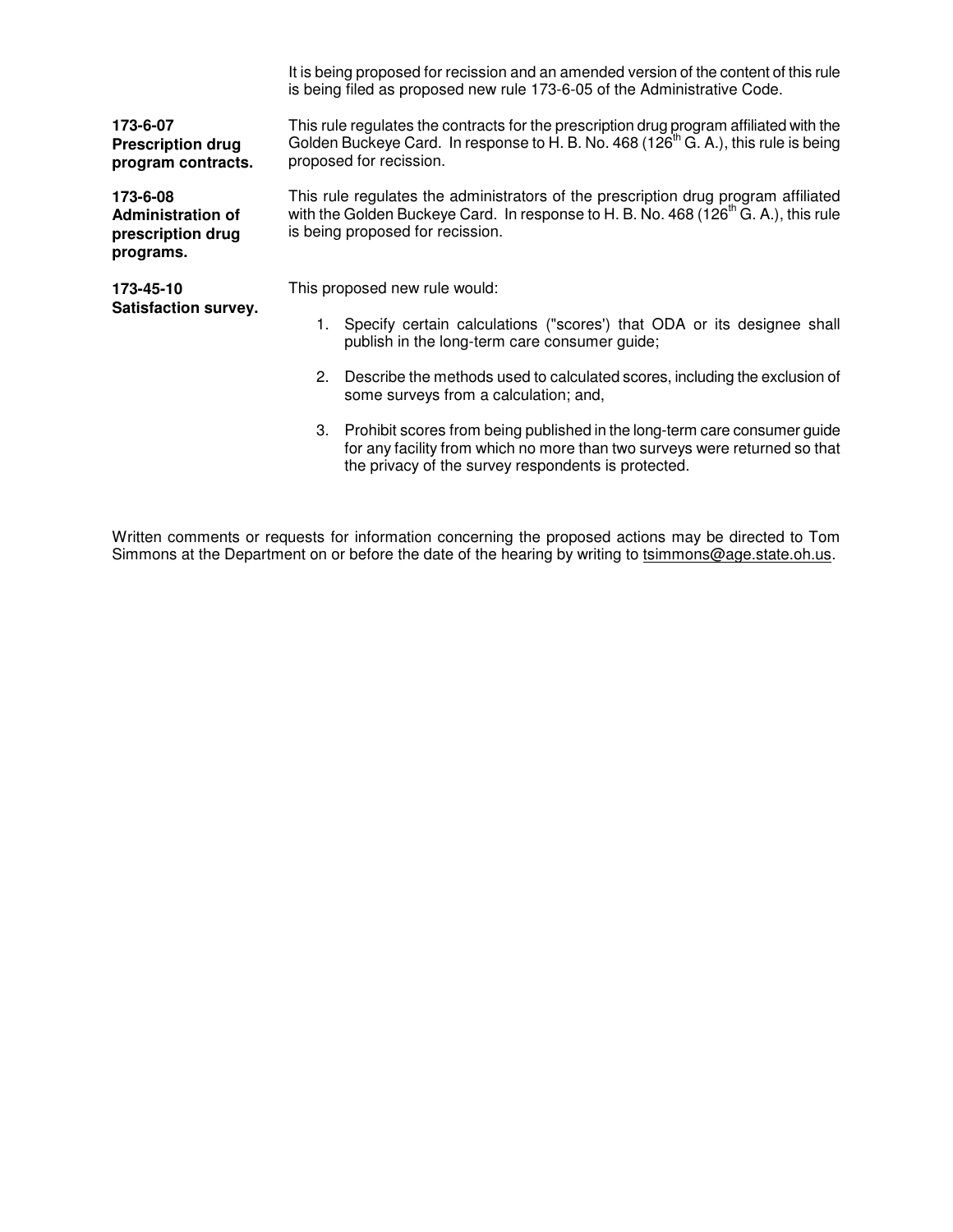It is being proposed for recission and an amended version of the content of this rule is being filed as proposed new rule 173-6-05 of the Administrative Code.

**173-6-07 Prescription drug program contracts.**

This rule regulates the contracts for the prescription drug program affiliated with the Golden Buckeye Card. In response to H. B. No. 468 (126th G. A.), this rule is being proposed for recission.

**173-6-08 Administration of prescription drug programs.**

This rule regulates the administrators of the prescription drug program affiliated with the Golden Buckeye Card. In response to H. B. No. 468 (126th G. A.), this rule is being proposed for recission.

**173-45-10 Satisfaction survey.**

This proposed new rule would:

1. Specify certain calculations ("scores') that ODA or its designee shall publish in the long-term care consumer guide;
2. Describe the methods used to calculated scores, including the exclusion of some surveys from a calculation; and,
3. Prohibit scores from being published in the long-term care consumer guide for any facility from which no more than two surveys were returned so that the privacy of the survey respondents is protected.

Written comments or requests for information concerning the proposed actions may be directed to Tom Simmons at the Department on or before the date of the hearing by writing to tsimmons@age.state.oh.us.